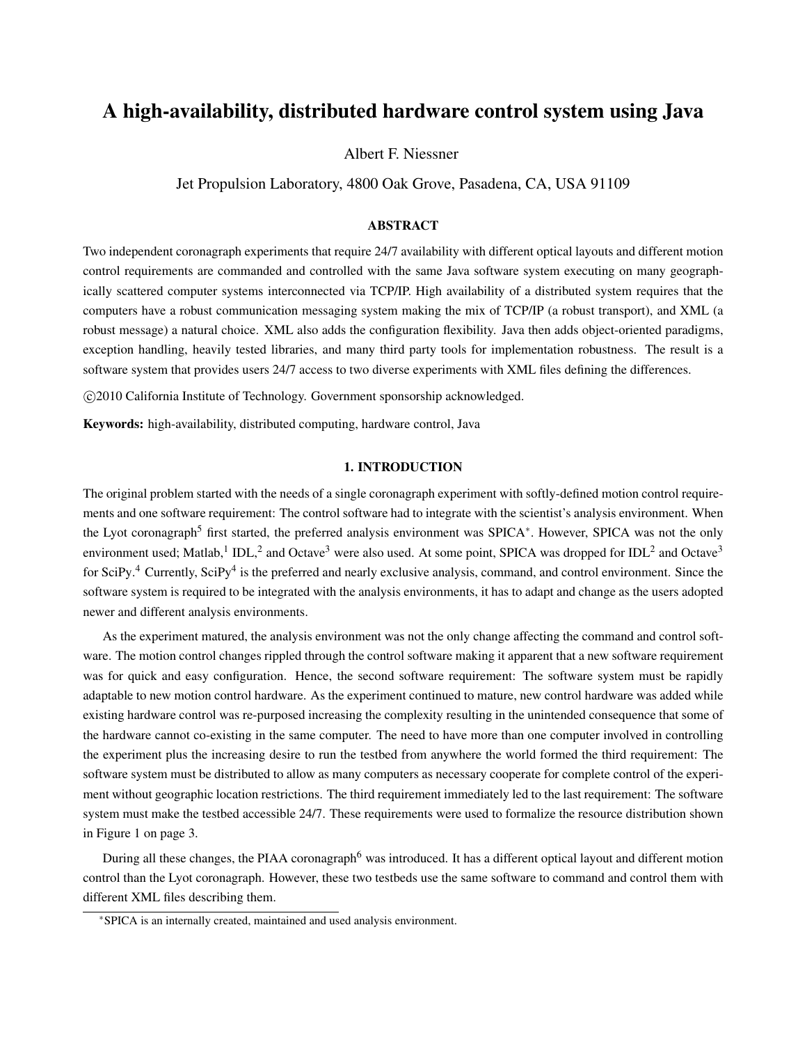# A high-availability, distributed hardware control system using Java

Albert F. Niessner

Jet Propulsion Laboratory, 4800 Oak Grove, Pasadena, CA, USA 91109

## ABSTRACT

Two independent coronagraph experiments that require 24/7 availability with different optical layouts and different motion control requirements are commanded and controlled with the same Java software system executing on many geographically scattered computer systems interconnected via TCP/IP. High availability of a distributed system requires that the computers have a robust communication messaging system making the mix of TCP/IP (a robust transport), and XML (a robust message) a natural choice. XML also adds the configuration flexibility. Java then adds object-oriented paradigms, exception handling, heavily tested libraries, and many third party tools for implementation robustness. The result is a software system that provides users 24/7 access to two diverse experiments with XML files defining the differences.

©2010 California Institute of Technology. Government sponsorship acknowledged.

**Keywords:** high-availability, distributed computing, hardware control, Java

## 1. INTRODUCTION

The original problem started with the needs of a single coronagraph experiment with softly-defined motion control requirements and one software requirement: The control software had to integrate with the scientist's analysis environment. When the Lyot coronagraph[5] first started, the preferred analysis environment was SPICA*. However, SPICA was not the only environment used; Matlab,[1] IDL,[2] and Octave[3] were also used. At some point, SPICA was dropped for IDL[2] and Octave[3] for SciPy.[4] Currently, SciPy[4] is the preferred and nearly exclusive analysis, command, and control environment. Since the software system is required to be integrated with the analysis environments, it has to adapt and change as the users adopted newer and different analysis environments.

As the experiment matured, the analysis environment was not the only change affecting the command and control software. The motion control changes rippled through the control software making it apparent that a new software requirement was for quick and easy configuration. Hence, the second software requirement: The software system must be rapidly adaptable to new motion control hardware. As the experiment continued to mature, new control hardware was added while existing hardware control was re-purposed increasing the complexity resulting in the unintended consequence that some of the hardware cannot co-existing in the same computer. The need to have more than one computer involved in controlling the experiment plus the increasing desire to run the testbed from anywhere the world formed the third requirement: The software system must be distributed to allow as many computers as necessary cooperate for complete control of the experiment without geographic location restrictions. The third requirement immediately led to the last requirement: The software system must make the testbed accessible 24/7. These requirements were used to formalize the resource distribution shown in Figure 1 on page 3.

During all these changes, the PIAA coronagraph[6] was introduced. It has a different optical layout and different motion control than the Lyot coronagraph. However, these two testbeds use the same software to command and control them with different XML files describing them.

*SPICA is an internally created, maintained and used analysis environment.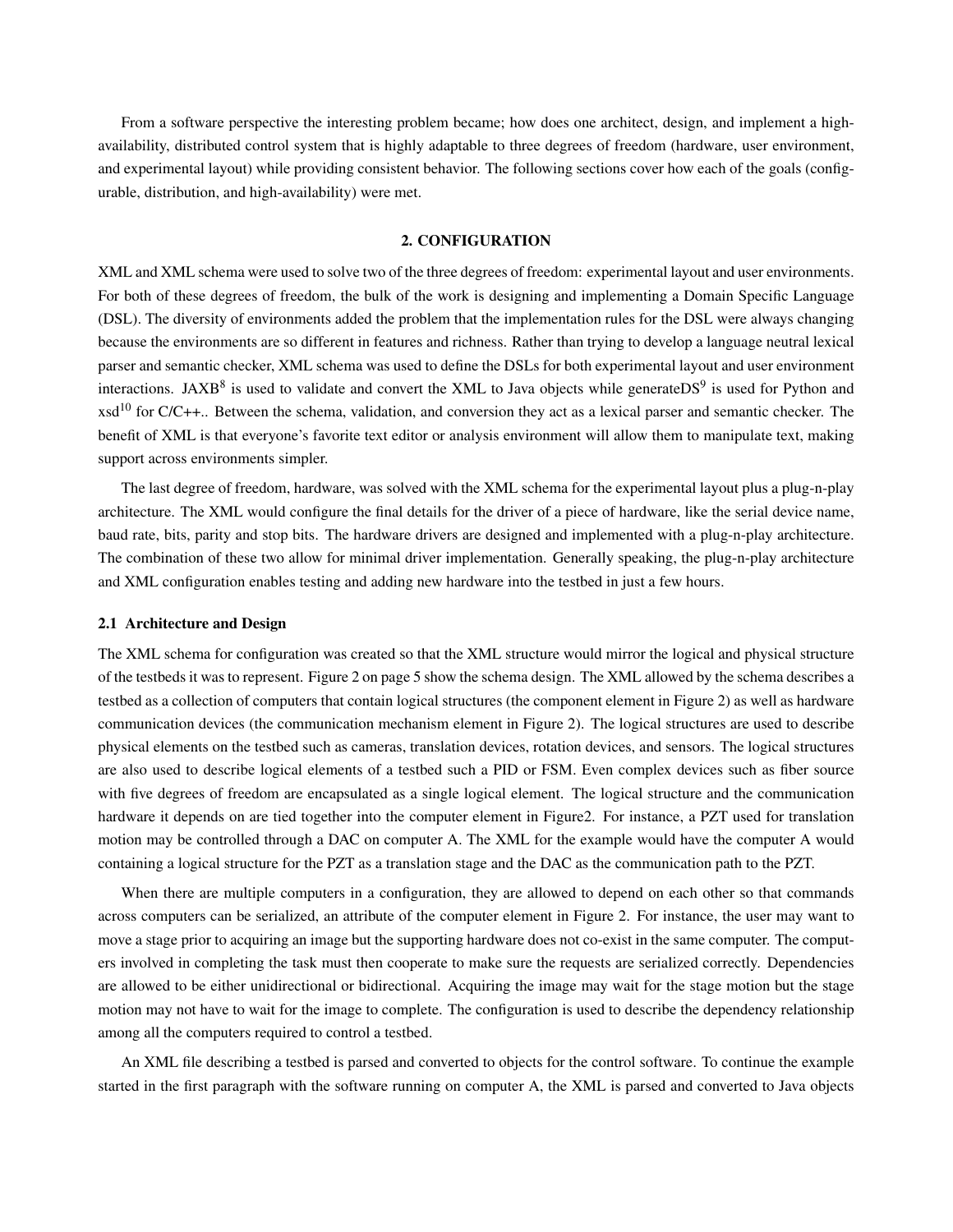From a software perspective the interesting problem became; how does one architect, design, and implement a high-availability, distributed control system that is highly adaptable to three degrees of freedom (hardware, user environment, and experimental layout) while providing consistent behavior. The following sections cover how each of the goals (configurable, distribution, and high-availability) were met.

## 2. CONFIGURATION

XML and XML schema were used to solve two of the three degrees of freedom: experimental layout and user environments. For both of these degrees of freedom, the bulk of the work is designing and implementing a Domain Specific Language (DSL). The diversity of environments added the problem that the implementation rules for the DSL were always changing because the environments are so different in features and richness. Rather than trying to develop a language neutral lexical parser and semantic checker, XML schema was used to define the DSLs for both experimental layout and user environment interactions. JAXB[8] is used to validate and convert the XML to Java objects while generateDS[9] is used for Python and xsd[10] for C/C++.. Between the schema, validation, and conversion they act as a lexical parser and semantic checker. The benefit of XML is that everyone's favorite text editor or analysis environment will allow them to manipulate text, making support across environments simpler.

The last degree of freedom, hardware, was solved with the XML schema for the experimental layout plus a plug-n-play architecture. The XML would configure the final details for the driver of a piece of hardware, like the serial device name, baud rate, bits, parity and stop bits. The hardware drivers are designed and implemented with a plug-n-play architecture. The combination of these two allow for minimal driver implementation. Generally speaking, the plug-n-play architecture and XML configuration enables testing and adding new hardware into the testbed in just a few hours.

### 2.1 Architecture and Design

The XML schema for configuration was created so that the XML structure would mirror the logical and physical structure of the testbeds it was to represent. Figure 2 on page 5 show the schema design. The XML allowed by the schema describes a testbed as a collection of computers that contain logical structures (the component element in Figure 2) as well as hardware communication devices (the communication mechanism element in Figure 2). The logical structures are used to describe physical elements on the testbed such as cameras, translation devices, rotation devices, and sensors. The logical structures are also used to describe logical elements of a testbed such a PID or FSM. Even complex devices such as fiber source with five degrees of freedom are encapsulated as a single logical element. The logical structure and the communication hardware it depends on are tied together into the computer element in Figure2. For instance, a PZT used for translation motion may be controlled through a DAC on computer A. The XML for the example would have the computer A would containing a logical structure for the PZT as a translation stage and the DAC as the communication path to the PZT.

When there are multiple computers in a configuration, they are allowed to depend on each other so that commands across computers can be serialized, an attribute of the computer element in Figure 2. For instance, the user may want to move a stage prior to acquiring an image but the supporting hardware does not co-exist in the same computer. The computers involved in completing the task must then cooperate to make sure the requests are serialized correctly. Dependencies are allowed to be either unidirectional or bidirectional. Acquiring the image may wait for the stage motion but the stage motion may not have to wait for the image to complete. The configuration is used to describe the dependency relationship among all the computers required to control a testbed.

An XML file describing a testbed is parsed and converted to objects for the control software. To continue the example started in the first paragraph with the software running on computer A, the XML is parsed and converted to Java objects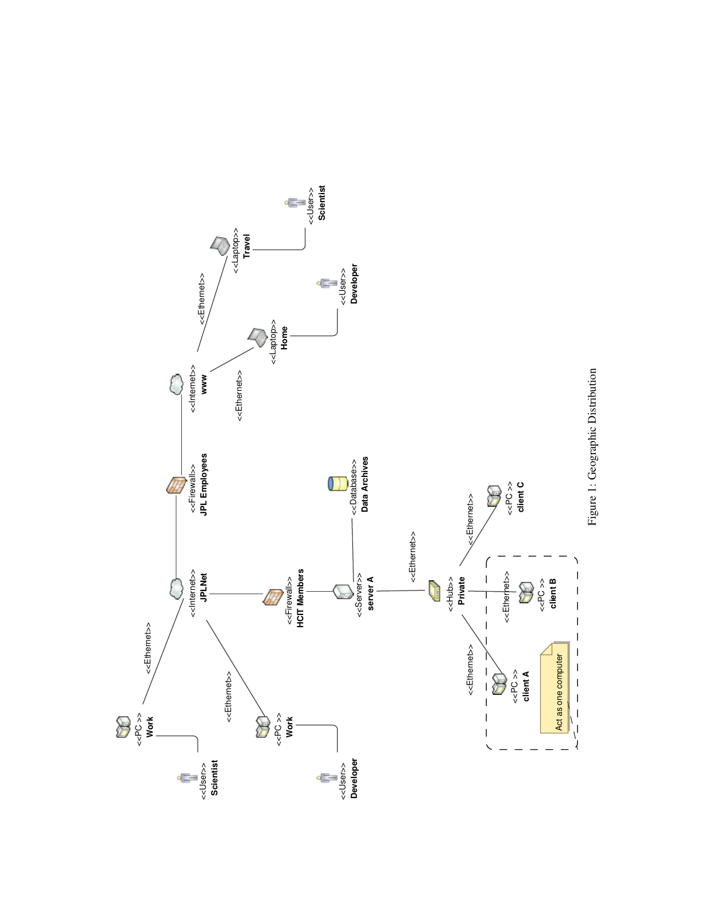Figure 1: Geographic Distribution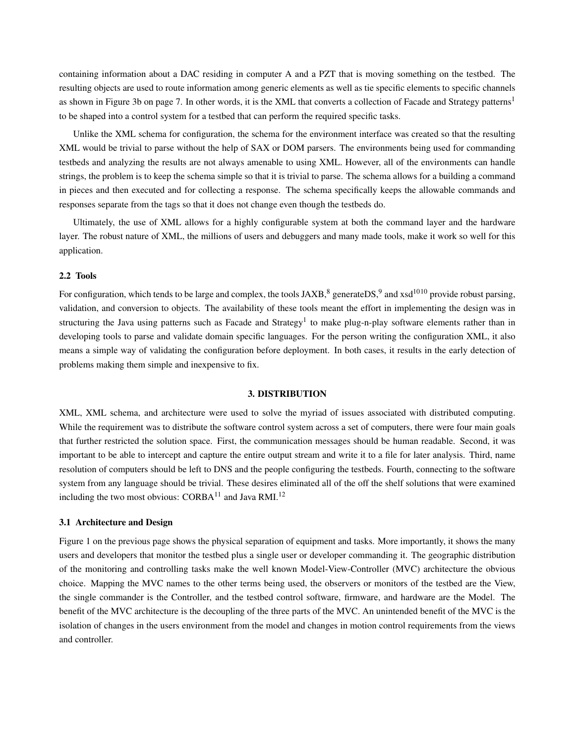containing information about a DAC residing in computer A and a PZT that is moving something on the testbed. The resulting objects are used to route information among generic elements as well as tie specific elements to specific channels as shown in Figure 3b on page 7. In other words, it is the XML that converts a collection of Facade and Strategy patterns[1] to be shaped into a control system for a testbed that can perform the required specific tasks.

Unlike the XML schema for configuration, the schema for the environment interface was created so that the resulting XML would be trivial to parse without the help of SAX or DOM parsers. The environments being used for commanding testbeds and analyzing the results are not always amenable to using XML. However, all of the environments can handle strings, the problem is to keep the schema simple so that it is trivial to parse. The schema allows for a building a command in pieces and then executed and for collecting a response. The schema specifically keeps the allowable commands and responses separate from the tags so that it does not change even though the testbeds do.

Ultimately, the use of XML allows for a highly configurable system at both the command layer and the hardware layer. The robust nature of XML, the millions of users and debuggers and many made tools, make it work so well for this application.

### 2.2 Tools

For configuration, which tends to be large and complex, the tools JAXB,[8] generateDS,[9] and xsd[10][10] provide robust parsing, validation, and conversion to objects. The availability of these tools meant the effort in implementing the design was in structuring the Java using patterns such as Facade and Strategy[1] to make plug-n-play software elements rather than in developing tools to parse and validate domain specific languages. For the person writing the configuration XML, it also means a simple way of validating the configuration before deployment. In both cases, it results in the early detection of problems making them simple and inexpensive to fix.

## 3. DISTRIBUTION

XML, XML schema, and architecture were used to solve the myriad of issues associated with distributed computing. While the requirement was to distribute the software control system across a set of computers, there were four main goals that further restricted the solution space. First, the communication messages should be human readable. Second, it was important to be able to intercept and capture the entire output stream and write it to a file for later analysis. Third, name resolution of computers should be left to DNS and the people configuring the testbeds. Fourth, connecting to the software system from any language should be trivial. These desires eliminated all of the off the shelf solutions that were examined including the two most obvious: CORBA[11] and Java RMI.[12]

### 3.1 Architecture and Design

Figure 1 on the previous page shows the physical separation of equipment and tasks. More importantly, it shows the many users and developers that monitor the testbed plus a single user or developer commanding it. The geographic distribution of the monitoring and controlling tasks make the well known Model-View-Controller (MVC) architecture the obvious choice. Mapping the MVC names to the other terms being used, the observers or monitors of the testbed are the View, the single commander is the Controller, and the testbed control software, firmware, and hardware are the Model. The benefit of the MVC architecture is the decoupling of the three parts of the MVC. An unintended benefit of the MVC is the isolation of changes in the users environment from the model and changes in motion control requirements from the views and controller.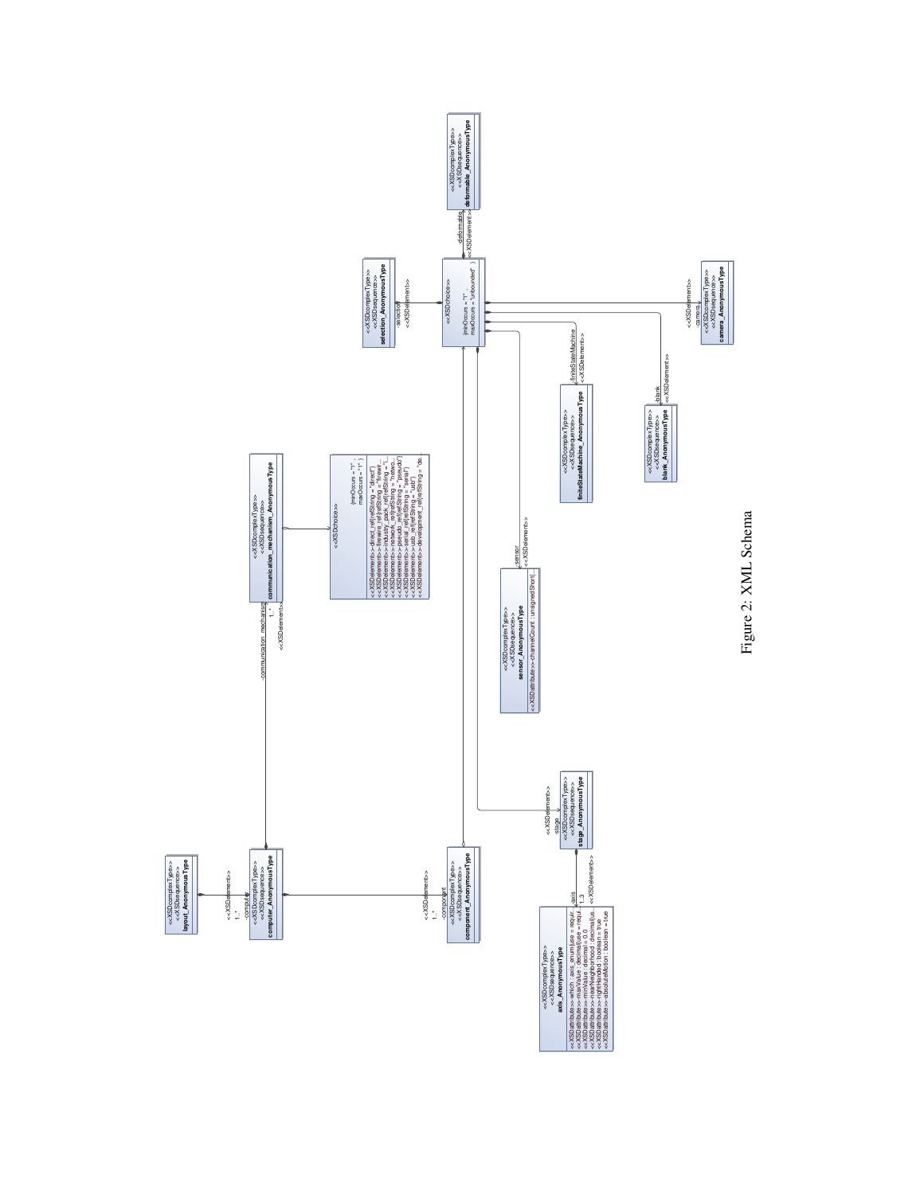Figure 2: XML Schema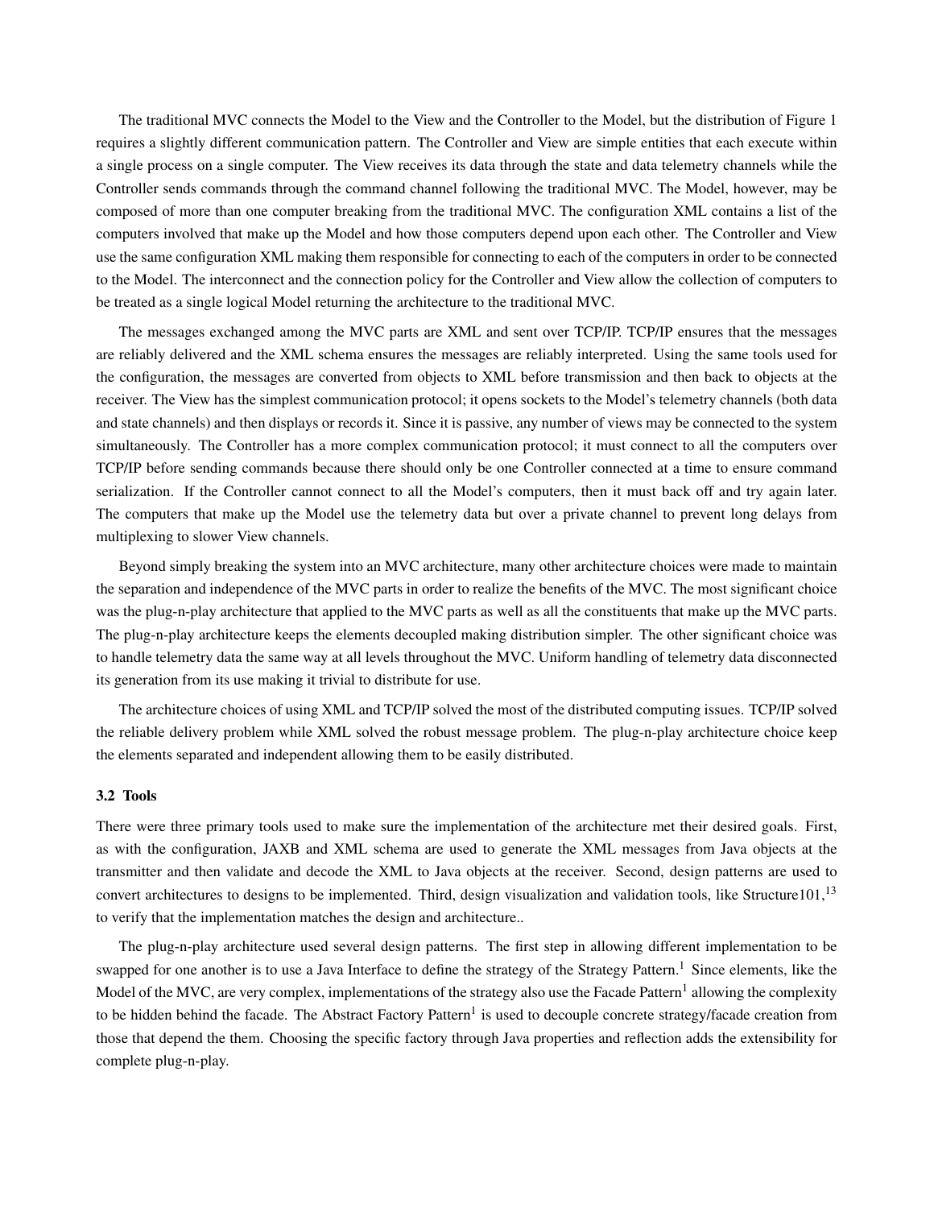The traditional MVC connects the Model to the View and the Controller to the Model, but the distribution of Figure 1 requires a slightly different communication pattern. The Controller and View are simple entities that each execute within a single process on a single computer. The View receives its data through the state and data telemetry channels while the Controller sends commands through the command channel following the traditional MVC. The Model, however, may be composed of more than one computer breaking from the traditional MVC. The configuration XML contains a list of the computers involved that make up the Model and how those computers depend upon each other. The Controller and View use the same configuration XML making them responsible for connecting to each of the computers in order to be connected to the Model. The interconnect and the connection policy for the Controller and View allow the collection of computers to be treated as a single logical Model returning the architecture to the traditional MVC.

The messages exchanged among the MVC parts are XML and sent over TCP/IP. TCP/IP ensures that the messages are reliably delivered and the XML schema ensures the messages are reliably interpreted. Using the same tools used for the configuration, the messages are converted from objects to XML before transmission and then back to objects at the receiver. The View has the simplest communication protocol; it opens sockets to the Model's telemetry channels (both data and state channels) and then displays or records it. Since it is passive, any number of views may be connected to the system simultaneously. The Controller has a more complex communication protocol; it must connect to all the computers over TCP/IP before sending commands because there should only be one Controller connected at a time to ensure command serialization. If the Controller cannot connect to all the Model's computers, then it must back off and try again later. The computers that make up the Model use the telemetry data but over a private channel to prevent long delays from multiplexing to slower View channels.

Beyond simply breaking the system into an MVC architecture, many other architecture choices were made to maintain the separation and independence of the MVC parts in order to realize the benefits of the MVC. The most significant choice was the plug-n-play architecture that applied to the MVC parts as well as all the constituents that make up the MVC parts. The plug-n-play architecture keeps the elements decoupled making distribution simpler. The other significant choice was to handle telemetry data the same way at all levels throughout the MVC. Uniform handling of telemetry data disconnected its generation from its use making it trivial to distribute for use.

The architecture choices of using XML and TCP/IP solved the most of the distributed computing issues. TCP/IP solved the reliable delivery problem while XML solved the robust message problem. The plug-n-play architecture choice keep the elements separated and independent allowing them to be easily distributed.

### 3.2 Tools

There were three primary tools used to make sure the implementation of the architecture met their desired goals. First, as with the configuration, JAXB and XML schema are used to generate the XML messages from Java objects at the transmitter and then validate and decode the XML to Java objects at the receiver. Second, design patterns are used to convert architectures to designs to be implemented. Third, design visualization and validation tools, like Structure101,[13] to verify that the implementation matches the design and architecture..

The plug-n-play architecture used several design patterns. The first step in allowing different implementation to be swapped for one another is to use a Java Interface to define the strategy of the Strategy Pattern.[1] Since elements, like the Model of the MVC, are very complex, implementations of the strategy also use the Facade Pattern[1] allowing the complexity to be hidden behind the facade. The Abstract Factory Pattern[1] is used to decouple concrete strategy/facade creation from those that depend the them. Choosing the specific factory through Java properties and reflection adds the extensibility for complete plug-n-play.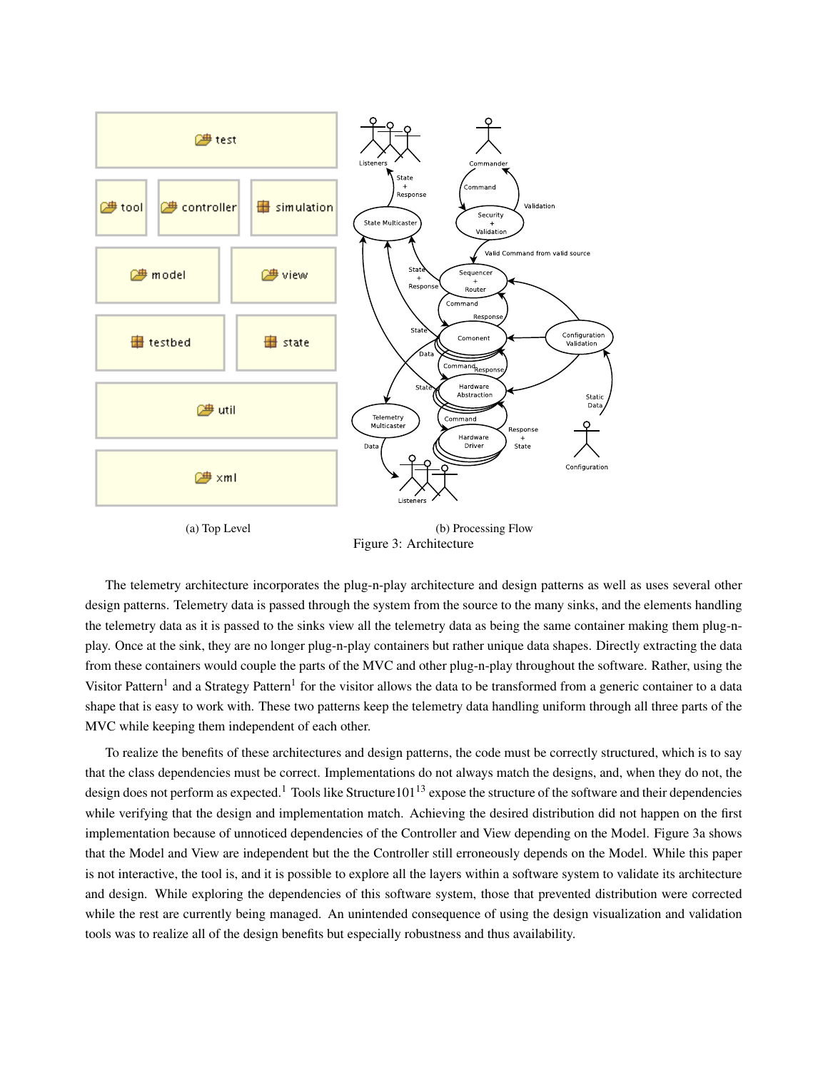(a) Top Level

(b) Processing Flow

Figure 3: Architecture

The telemetry architecture incorporates the plug-n-play architecture and design patterns as well as uses several other design patterns. Telemetry data is passed through the system from the source to the many sinks, and the elements handling the telemetry data as it is passed to the sinks view all the telemetry data as being the same container making them plug-n-play. Once at the sink, they are no longer plug-n-play containers but rather unique data shapes. Directly extracting the data from these containers would couple the parts of the MVC and other plug-n-play throughout the software. Rather, using the Visitor Pattern[1] and a Strategy Pattern[1] for the visitor allows the data to be transformed from a generic container to a data shape that is easy to work with. These two patterns keep the telemetry data handling uniform through all three parts of the MVC while keeping them independent of each other.

To realize the benefits of these architectures and design patterns, the code must be correctly structured, which is to say that the class dependencies must be correct. Implementations do not always match the designs, and, when they do not, the design does not perform as expected.[1] Tools like Structure101[13] expose the structure of the software and their dependencies while verifying that the design and implementation match. Achieving the desired distribution did not happen on the first implementation because of unnoticed dependencies of the Controller and View depending on the Model. Figure 3a shows that the Model and View are independent but the the Controller still erroneously depends on the Model. While this paper is not interactive, the tool is, and it is possible to explore all the layers within a software system to validate its architecture and design. While exploring the dependencies of this software system, those that prevented distribution were corrected while the rest are currently being managed. An unintended consequence of using the design visualization and validation tools was to realize all of the design benefits but especially robustness and thus availability.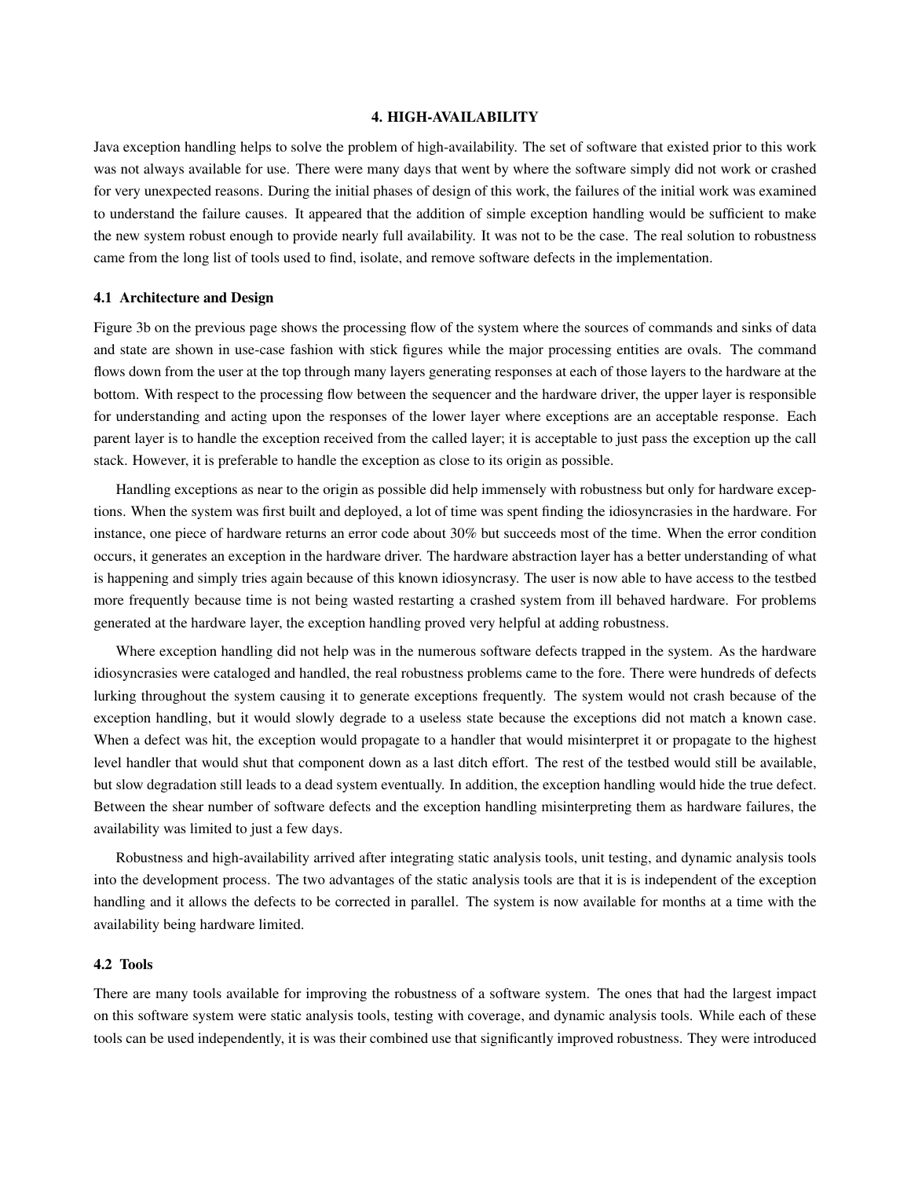## 4. HIGH-AVAILABILITY

Java exception handling helps to solve the problem of high-availability. The set of software that existed prior to this work was not always available for use. There were many days that went by where the software simply did not work or crashed for very unexpected reasons. During the initial phases of design of this work, the failures of the initial work was examined to understand the failure causes. It appeared that the addition of simple exception handling would be sufficient to make the new system robust enough to provide nearly full availability. It was not to be the case. The real solution to robustness came from the long list of tools used to find, isolate, and remove software defects in the implementation.

### 4.1 Architecture and Design

Figure 3b on the previous page shows the processing flow of the system where the sources of commands and sinks of data and state are shown in use-case fashion with stick figures while the major processing entities are ovals. The command flows down from the user at the top through many layers generating responses at each of those layers to the hardware at the bottom. With respect to the processing flow between the sequencer and the hardware driver, the upper layer is responsible for understanding and acting upon the responses of the lower layer where exceptions are an acceptable response. Each parent layer is to handle the exception received from the called layer; it is acceptable to just pass the exception up the call stack. However, it is preferable to handle the exception as close to its origin as possible.

Handling exceptions as near to the origin as possible did help immensely with robustness but only for hardware exceptions. When the system was first built and deployed, a lot of time was spent finding the idiosyncrasies in the hardware. For instance, one piece of hardware returns an error code about 30% but succeeds most of the time. When the error condition occurs, it generates an exception in the hardware driver. The hardware abstraction layer has a better understanding of what is happening and simply tries again because of this known idiosyncrasy. The user is now able to have access to the testbed more frequently because time is not being wasted restarting a crashed system from ill behaved hardware. For problems generated at the hardware layer, the exception handling proved very helpful at adding robustness.

Where exception handling did not help was in the numerous software defects trapped in the system. As the hardware idiosyncrasies were cataloged and handled, the real robustness problems came to the fore. There were hundreds of defects lurking throughout the system causing it to generate exceptions frequently. The system would not crash because of the exception handling, but it would slowly degrade to a useless state because the exceptions did not match a known case. When a defect was hit, the exception would propagate to a handler that would misinterpret it or propagate to the highest level handler that would shut that component down as a last ditch effort. The rest of the testbed would still be available, but slow degradation still leads to a dead system eventually. In addition, the exception handling would hide the true defect. Between the shear number of software defects and the exception handling misinterpreting them as hardware failures, the availability was limited to just a few days.

Robustness and high-availability arrived after integrating static analysis tools, unit testing, and dynamic analysis tools into the development process. The two advantages of the static analysis tools are that it is is independent of the exception handling and it allows the defects to be corrected in parallel. The system is now available for months at a time with the availability being hardware limited.

### 4.2 Tools

There are many tools available for improving the robustness of a software system. The ones that had the largest impact on this software system were static analysis tools, testing with coverage, and dynamic analysis tools. While each of these tools can be used independently, it is was their combined use that significantly improved robustness. They were introduced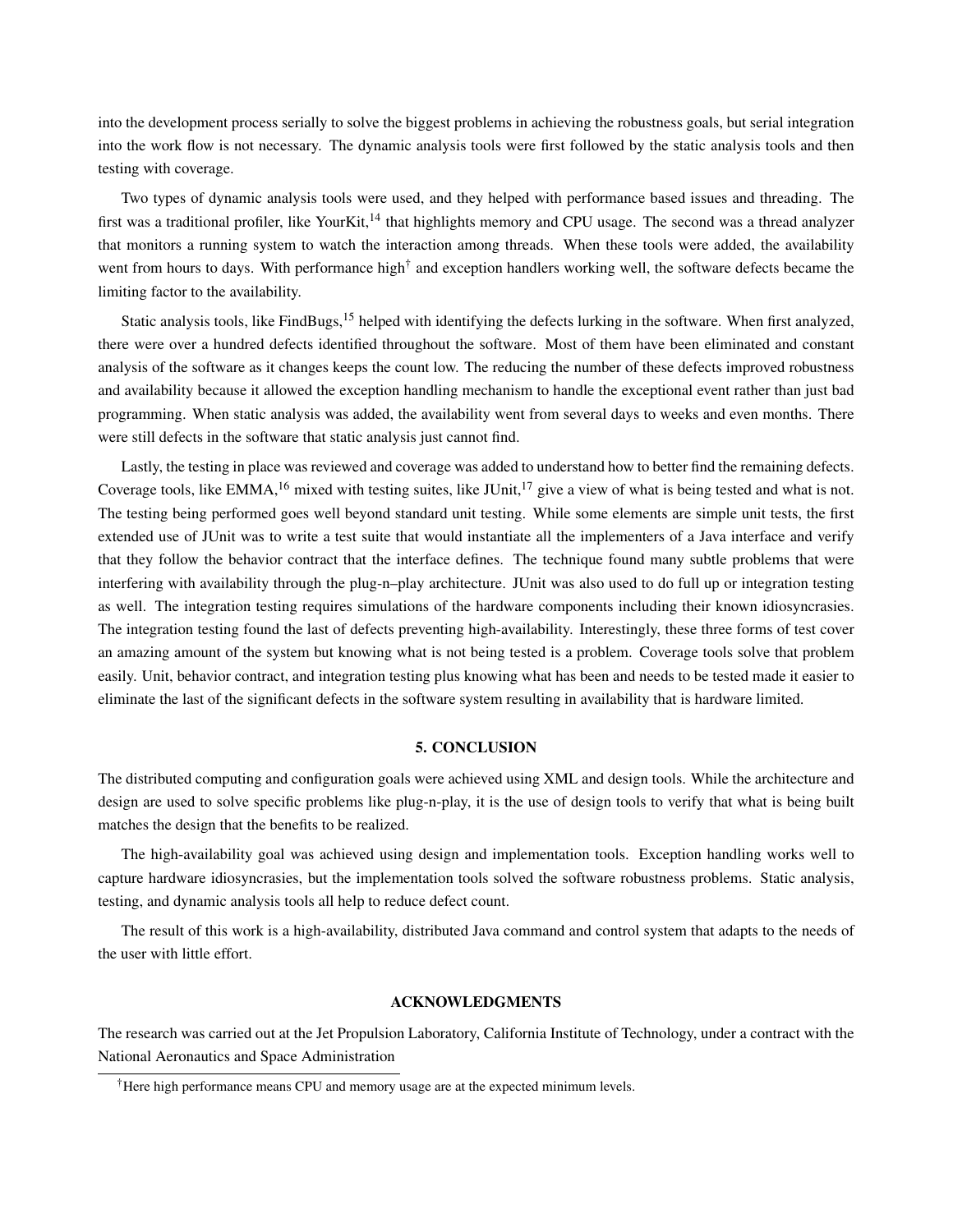into the development process serially to solve the biggest problems in achieving the robustness goals, but serial integration into the work flow is not necessary. The dynamic analysis tools were first followed by the static analysis tools and then testing with coverage.

Two types of dynamic analysis tools were used, and they helped with performance based issues and threading. The first was a traditional profiler, like YourKit,[14] that highlights memory and CPU usage. The second was a thread analyzer that monitors a running system to watch the interaction among threads. When these tools were added, the availability went from hours to days. With performance high[†] and exception handlers working well, the software defects became the limiting factor to the availability.

Static analysis tools, like FindBugs,[15] helped with identifying the defects lurking in the software. When first analyzed, there were over a hundred defects identified throughout the software. Most of them have been eliminated and constant analysis of the software as it changes keeps the count low. The reducing the number of these defects improved robustness and availability because it allowed the exception handling mechanism to handle the exceptional event rather than just bad programming. When static analysis was added, the availability went from several days to weeks and even months. There were still defects in the software that static analysis just cannot find.

Lastly, the testing in place was reviewed and coverage was added to understand how to better find the remaining defects. Coverage tools, like EMMA,[16] mixed with testing suites, like JUnit,[17] give a view of what is being tested and what is not. The testing being performed goes well beyond standard unit testing. While some elements are simple unit tests, the first extended use of JUnit was to write a test suite that would instantiate all the implementers of a Java interface and verify that they follow the behavior contract that the interface defines. The technique found many subtle problems that were interfering with availability through the plug-n–play architecture. JUnit was also used to do full up or integration testing as well. The integration testing requires simulations of the hardware components including their known idiosyncrasies. The integration testing found the last of defects preventing high-availability. Interestingly, these three forms of test cover an amazing amount of the system but knowing what is not being tested is a problem. Coverage tools solve that problem easily. Unit, behavior contract, and integration testing plus knowing what has been and needs to be tested made it easier to eliminate the last of the significant defects in the software system resulting in availability that is hardware limited.

## 5. CONCLUSION

The distributed computing and configuration goals were achieved using XML and design tools. While the architecture and design are used to solve specific problems like plug-n-play, it is the use of design tools to verify that what is being built matches the design that the benefits to be realized.

The high-availability goal was achieved using design and implementation tools. Exception handling works well to capture hardware idiosyncrasies, but the implementation tools solved the software robustness problems. Static analysis, testing, and dynamic analysis tools all help to reduce defect count.

The result of this work is a high-availability, distributed Java command and control system that adapts to the needs of the user with little effort.

## ACKNOWLEDGMENTS

The research was carried out at the Jet Propulsion Laboratory, California Institute of Technology, under a contract with the National Aeronautics and Space Administration

[†]Here high performance means CPU and memory usage are at the expected minimum levels.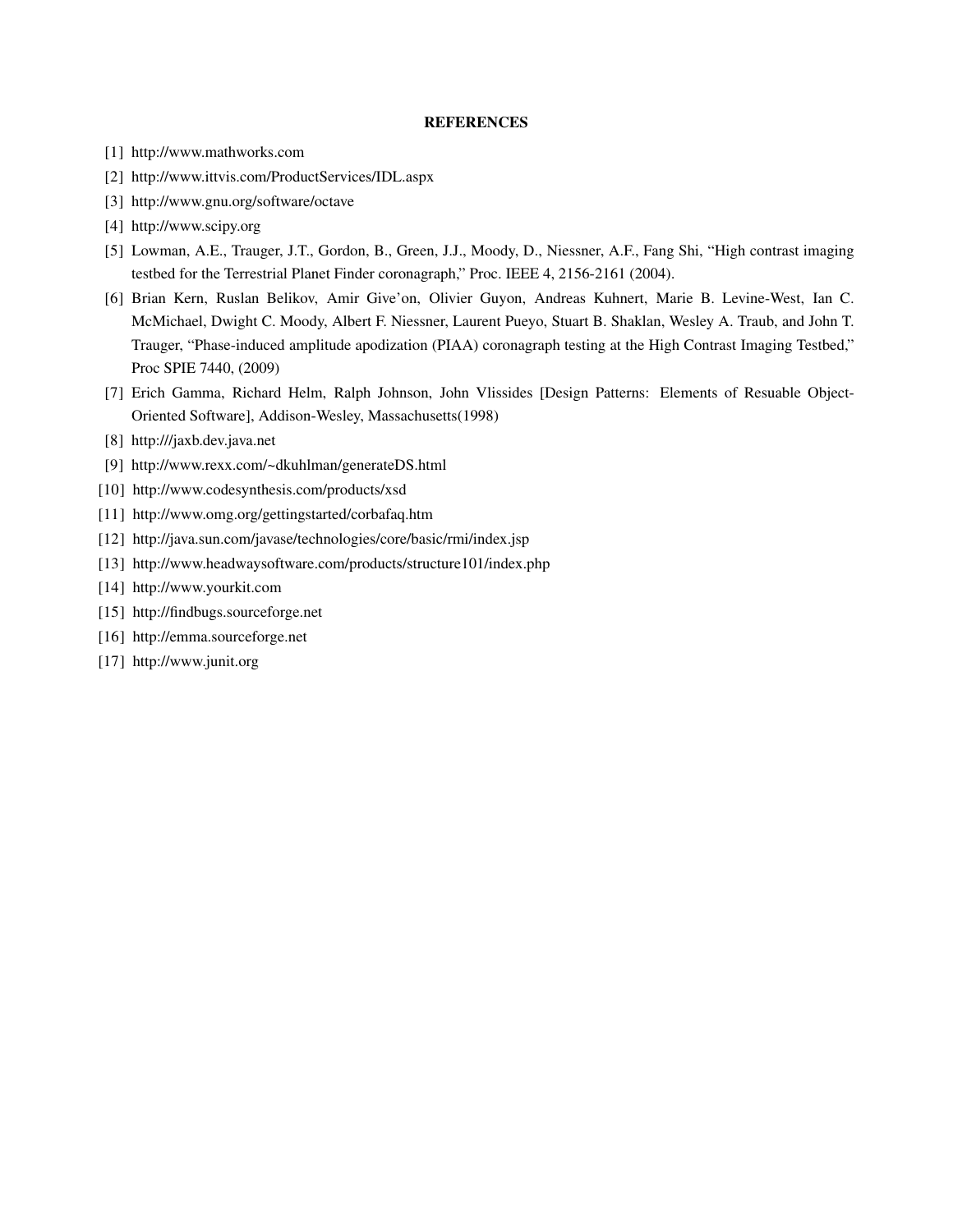## REFERENCES

[1] http://www.mathworks.com

[2] http://www.ittvis.com/ProductServices/IDL.aspx

[3] http://www.gnu.org/software/octave

[4] http://www.scipy.org

[5] Lowman, A.E., Trauger, J.T., Gordon, B., Green, J.J., Moody, D., Niessner, A.F., Fang Shi, "High contrast imaging testbed for the Terrestrial Planet Finder coronagraph," Proc. IEEE 4, 2156-2161 (2004).

[6] Brian Kern, Ruslan Belikov, Amir Give'on, Olivier Guyon, Andreas Kuhnert, Marie B. Levine-West, Ian C. McMichael, Dwight C. Moody, Albert F. Niessner, Laurent Pueyo, Stuart B. Shaklan, Wesley A. Traub, and John T. Trauger, "Phase-induced amplitude apodization (PIAA) coronagraph testing at the High Contrast Imaging Testbed," Proc SPIE 7440, (2009)

[7] Erich Gamma, Richard Helm, Ralph Johnson, John Vlissides [Design Patterns: Elements of Resuable Object-Oriented Software], Addison-Wesley, Massachusetts(1998)

[8] http:///jaxb.dev.java.net

[9] http://www.rexx.com/~dkuhlman/generateDS.html

[10] http://www.codesynthesis.com/products/xsd

[11] http://www.omg.org/gettingstarted/corbafaq.htm

[12] http://java.sun.com/javase/technologies/core/basic/rmi/index.jsp

[13] http://www.headwaysoftware.com/products/structure101/index.php

[14] http://www.yourkit.com

[15] http://findbugs.sourceforge.net

[16] http://emma.sourceforge.net

[17] http://www.junit.org